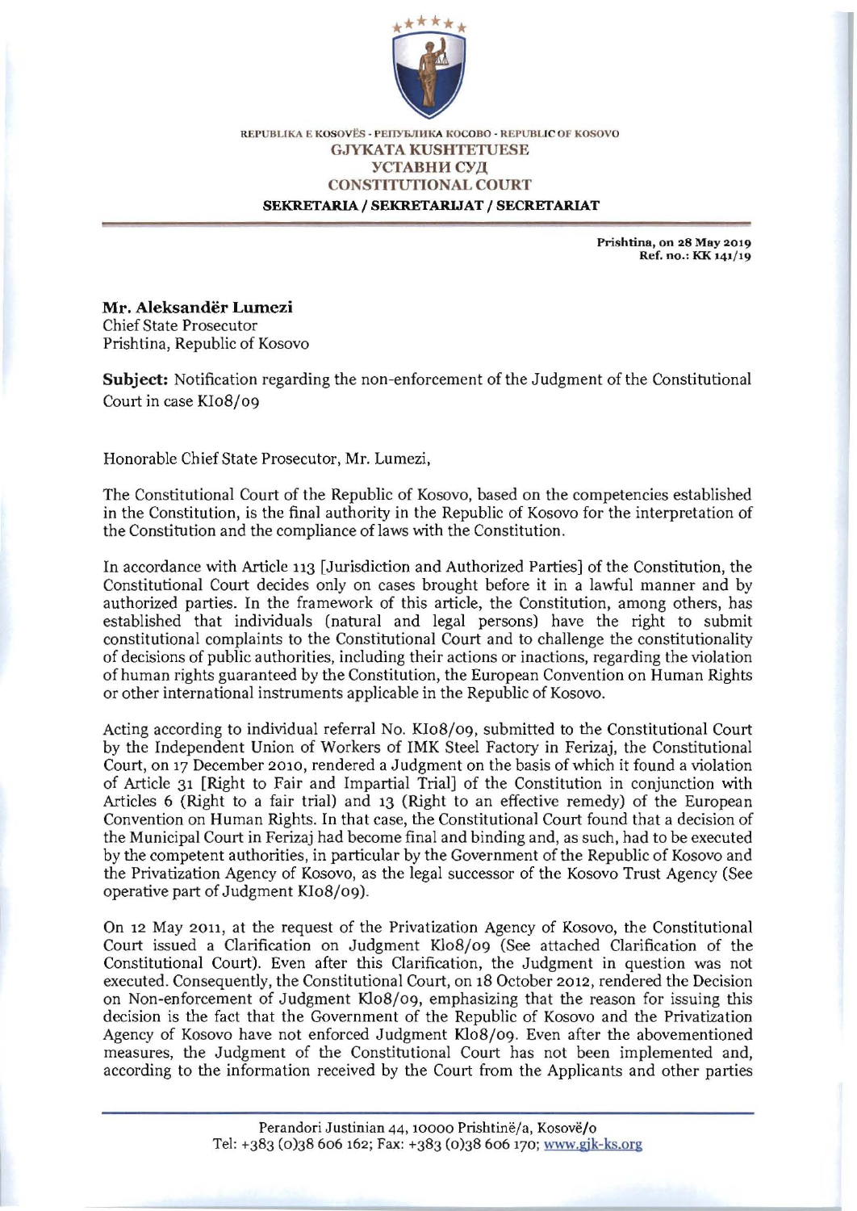REPUBLIKA E KOSOVËS - РЕПУБЛИКА КОСОВО - REPUBLIC OF KOSOVO

**GJYKATA KUSHTETUESE**
**УСТАВНИ СУД**
**CONSTITUTIONAL COURT**
**SEKRETARIA / SEKRETARIJAT / SECRETARIAT**

**Prishtina, on 28 May 2019**
**Ref. no.: KK 141/19**

**Mr. Aleksandër Lumezi**
Chief State Prosecutor
Prishtina, Republic of Kosovo

**Subject:** Notification regarding the non-enforcement of the Judgment of the Constitutional Court in case KI08/09

Honorable Chief State Prosecutor, Mr. Lumezi,

The Constitutional Court of the Republic of Kosovo, based on the competencies established in the Constitution, is the final authority in the Republic of Kosovo for the interpretation of the Constitution and the compliance of laws with the Constitution.

In accordance with Article 113 [Jurisdiction and Authorized Parties] of the Constitution, the Constitutional Court decides only on cases brought before it in a lawful manner and by authorized parties. In the framework of this article, the Constitution, among others, has established that individuals (natural and legal persons) have the right to submit constitutional complaints to the Constitutional Court and to challenge the constitutionality of decisions of public authorities, including their actions or inactions, regarding the violation of human rights guaranteed by the Constitution, the European Convention on Human Rights or other international instruments applicable in the Republic of Kosovo.

Acting according to individual referral No. KI08/09, submitted to the Constitutional Court by the Independent Union of Workers of IMK Steel Factory in Ferizaj, the Constitutional Court, on 17 December 2010, rendered a Judgment on the basis of which it found a violation of Article 31 [Right to Fair and Impartial Trial] of the Constitution in conjunction with Articles 6 (Right to a fair trial) and 13 (Right to an effective remedy) of the European Convention on Human Rights. In that case, the Constitutional Court found that a decision of the Municipal Court in Ferizaj had become final and binding and, as such, had to be executed by the competent authorities, in particular by the Government of the Republic of Kosovo and the Privatization Agency of Kosovo, as the legal successor of the Kosovo Trust Agency (See operative part of Judgment KI08/09).

On 12 May 2011, at the request of the Privatization Agency of Kosovo, the Constitutional Court issued a Clarification on Judgment Kl08/09 (See attached Clarification of the Constitutional Court). Even after this Clarification, the Judgment in question was not executed. Consequently, the Constitutional Court, on 18 October 2012, rendered the Decision on Non-enforcement of Judgment Kl08/09, emphasizing that the reason for issuing this decision is the fact that the Government of the Republic of Kosovo and the Privatization Agency of Kosovo have not enforced Judgment Kl08/09. Even after the abovementioned measures, the Judgment of the Constitutional Court has not been implemented and, according to the information received by the Court from the Applicants and other parties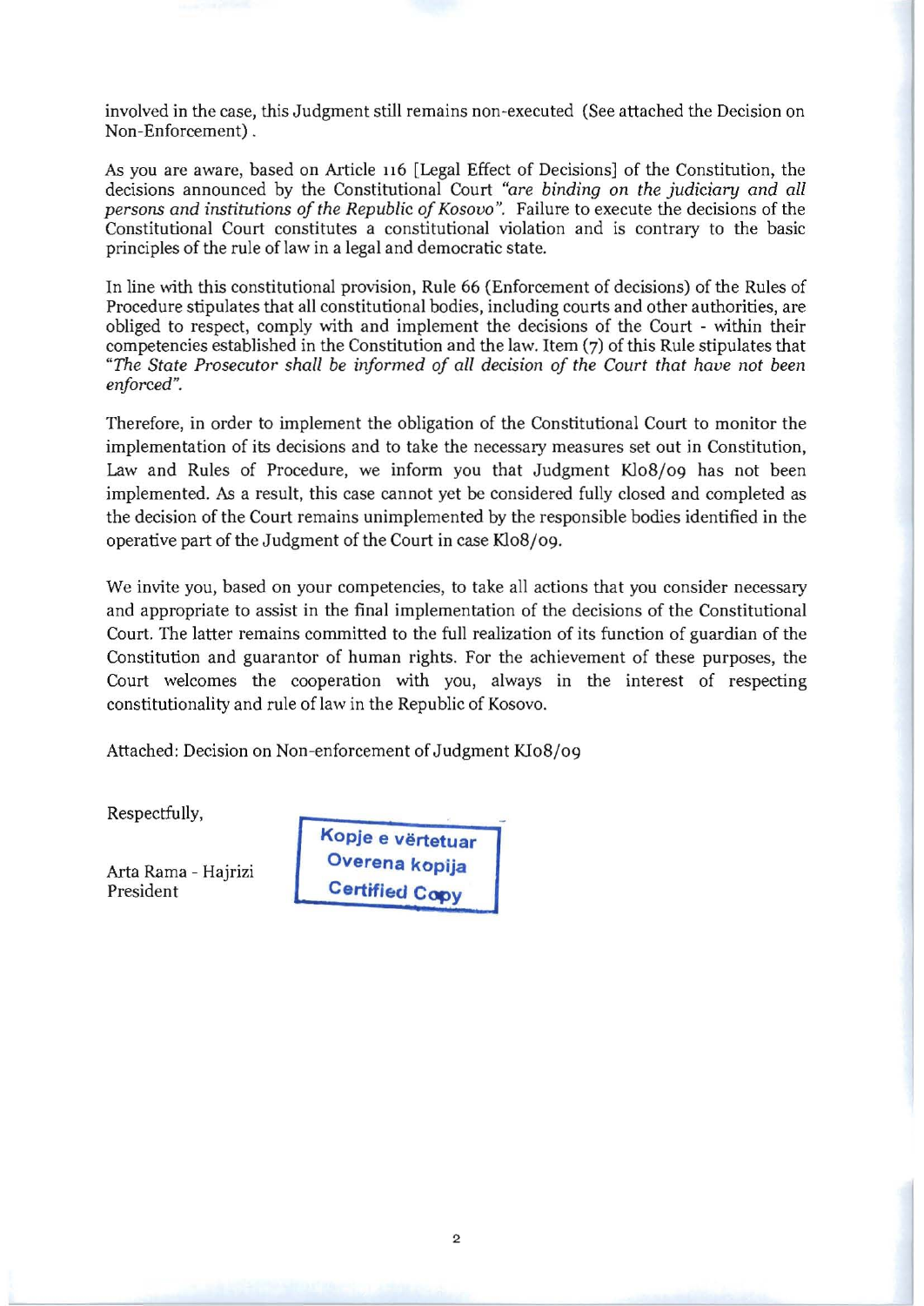involved in the case, this Judgment still remains non-executed (See attached the Decision on Non-Enforcement).

As you are aware, based on Article 116 [Legal Effect of Decisions] of the Constitution, the decisions announced by the Constitutional Court *"are binding on the judiciary and all persons and institutions of the Republic of Kosovo"*. Failure to execute the decisions of the Constitutional Court constitutes a constitutional violation and is contrary to the basic principles of the rule of law in a legal and democratic state.

In line with this constitutional provision, Rule 66 (Enforcement of decisions) of the Rules of Procedure stipulates that all constitutional bodies, including courts and other authorities, are obliged to respect, comply with and implement the decisions of the Court - within their competencies established in the Constitution and the law. Item (7) of this Rule stipulates that *"The State Prosecutor shall be informed of all decision of the Court that have not been enforced"*.

Therefore, in order to implement the obligation of the Constitutional Court to monitor the implementation of its decisions and to take the necessary measures set out in Constitution, Law and Rules of Procedure, we inform you that Judgment KI08/09 has not been implemented. As a result, this case cannot yet be considered fully closed and completed as the decision of the Court remains unimplemented by the responsible bodies identified in the operative part of the Judgment of the Court in case KI08/09.

We invite you, based on your competencies, to take all actions that you consider necessary and appropriate to assist in the final implementation of the decisions of the Constitutional Court. The latter remains committed to the full realization of its function of guardian of the Constitution and guarantor of human rights. For the achievement of these purposes, the Court welcomes the cooperation with you, always in the interest of respecting constitutionality and rule of law in the Republic of Kosovo.

Attached: Decision on Non-enforcement of Judgment KI08/09

Respectfully,

Arta Rama - Hajrizi
President

Kopje e vërtetuar
Overena kopija
Certified Copy